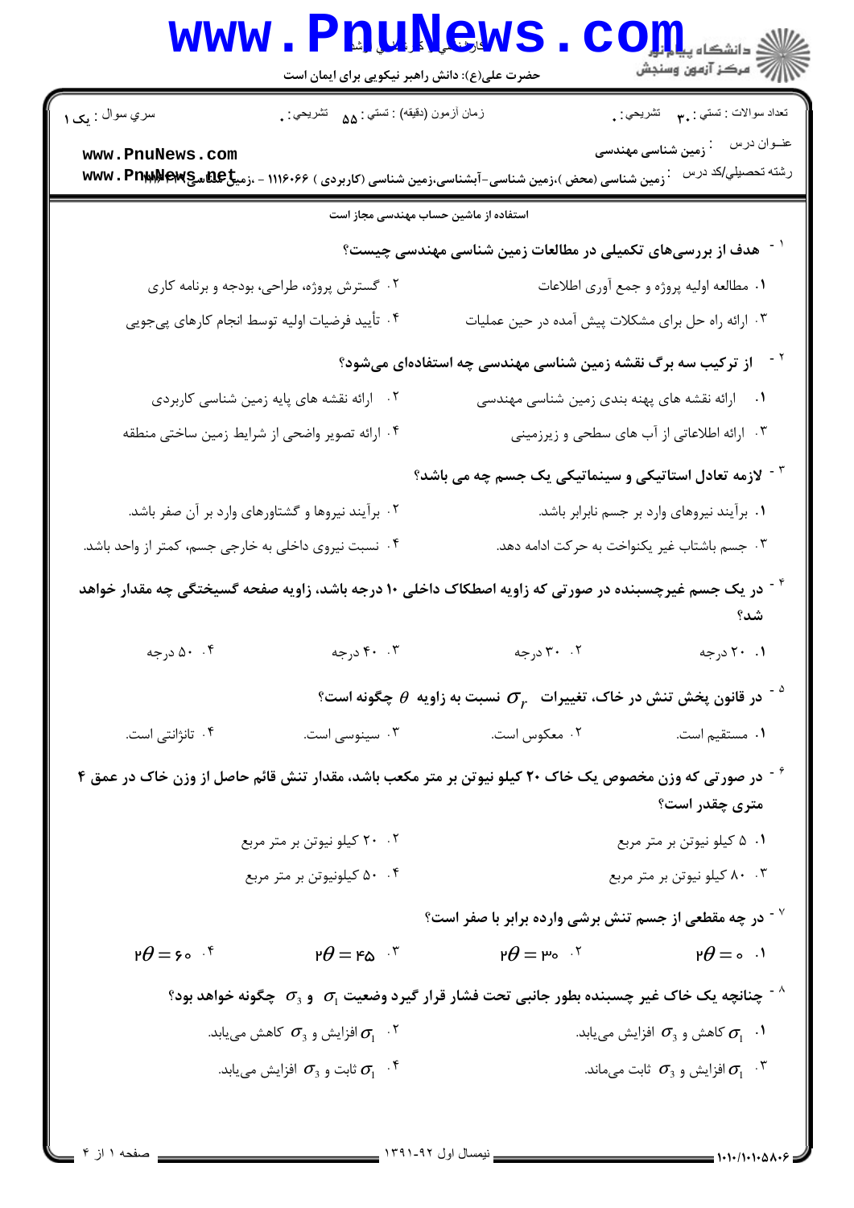سري سوال : یک ۱

زمان آزمون (دقیقه) : تستی : ۵۵ تشریحی : ۰

تعداد سوالات : تستی : ۳۰ تشریحی : ۰

عنـوان درس : زمین شناسی مهندسی

رشته تحصيلي/کد درس : زمین شناسی (محض )،زمین شناسی-آبشناسی،زمین شناسی (کاربردی ) ۱۱۱۶۰۶۶ - ،زمین شناسی

استفاده از ماشین حساب مهندسی مجاز است

**۱- هدف از بررسی‌های تکمیلی در مطالعات زمین شناسی مهندسی چیست؟**

۱. مطالعه اولیه پروژه و جمع آوری اطلاعات

۲. گسترش پروژه، طراحی، بودجه و برنامه کاری

۳. ارائه راه حل برای مشکلات پیش آمده در حین عملیات

۴. تأیید فرضیات اولیه توسط انجام کارهای پی‌جویی

**۲- از ترکیب سه برگ نقشه زمین شناسی مهندسی چه استفاده‌ای می‌شود؟**

۱. ارائه نقشه های پهنه بندی زمین شناسی مهندسی

۲. ارائه نقشه های پایه زمین شناسی کاربردی

۳. ارائه اطلاعاتی از آب های سطحی و زیرزمینی

۴. ارائه تصویر واضحی از شرایط زمین ساختی منطقه

**۳- لازمه تعادل استاتیکی و سینماتیکی یک جسم چه می باشد؟**

۱. برآیند نیروهای وارد بر جسم نابرابر باشد.

۲. برآیند نیروها و گشتاورهای وارد بر آن صفر باشد.

۳. جسم باشتاب غیر یکنواخت به حرکت ادامه دهد.

۴. نسبت نیروی داخلی به خارجی جسم، کمتر از واحد باشد.

**۴- در یک جسم غیرچسبنده در صورتی که زاویه اصطکاک داخلی ۱۰ درجه باشد، زاویه صفحه گسیختگی چه مقدار خواهد شد؟**

۱. ۲۰ درجه

۲. ۳۰ درجه

۳. ۴۰ درجه

۴. ۵۰ درجه

**۵- در قانون پخش تنش در خاک، تغییرات $\sigma_r$ نسبت به زاویه $\theta$ چگونه است؟**

۱. مستقیم است.

۲. معکوس است.

۳. سینوسی است.

۴. تانژانتی است.

**۶- در صورتی که وزن مخصوص یک خاک ۲۰ کیلو نیوتن بر متر مکعب باشد، مقدار تنش قائم حاصل از وزن خاک در عمق ۴ متری چقدر است؟**

۱. ۵ کیلو نیوتن بر متر مربع

۲. ۲۰ کیلو نیوتن بر متر مربع

۳. ۸۰ کیلو نیوتن بر متر مربع

۴. ۵۰ کیلونیوتن بر متر مربع

**۷- در چه مقطعی از جسم تنش برشی وارده برابر با صفر است؟**

۱. $2\theta = 0$

۲. $2\theta = 30$

۳. $2\theta = 45$

۴. $2\theta = 60$

**۸- چنانچه یک خاک غیر چسبنده بطور جانبی تحت فشار قرار گیرد وضعیت $\sigma_1$ و $\sigma_3$ چگونه خواهد بود؟**

۱. $\sigma_1$ کاهش و $\sigma_3$ افزایش می‌یابد.

۲. $\sigma_1$ افزایش و $\sigma_3$ کاهش می‌یابد.

۳. $\sigma_1$ افزایش و $\sigma_3$ ثابت می‌ماند.

۴. $\sigma_1$ ثابت و $\sigma_3$ افزایش می‌یابد.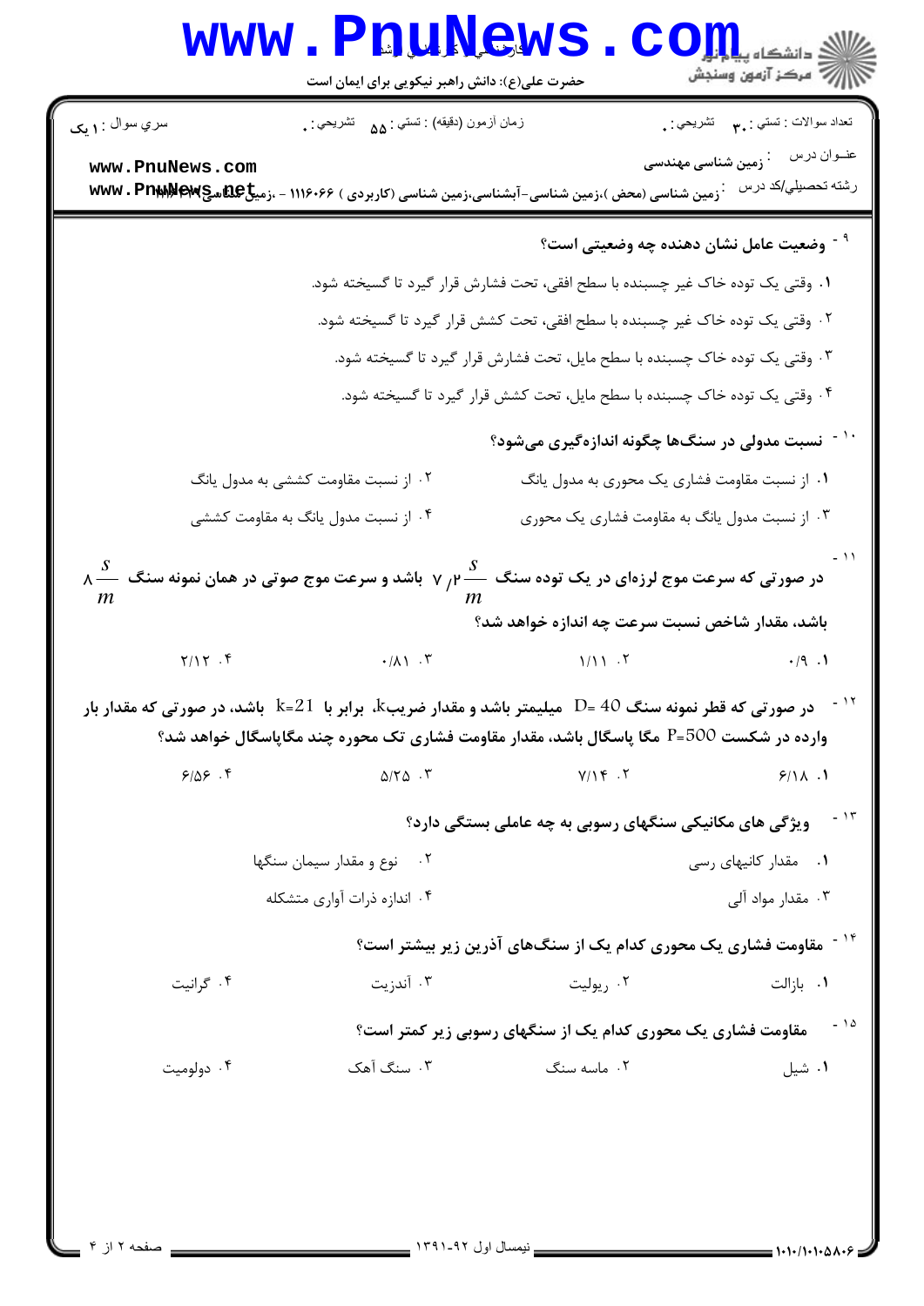۹- **وضعیت عامل نشان دهنده چه وضعیتی است؟**

۱. وقتی یک توده خاک غیر چسبنده با سطح افقی، تحت فشار قرار گیرد تا گسیخته شود.

۲. وقتی یک توده خاک غیر چسبنده با سطح افقی، تحت کشش قرار گیرد تا گسیخته شود.

۳. وقتی یک توده خاک چسبنده با سطح مایل، تحت فشار قرار گیرد تا گسیخته شود.

۴. وقتی یک توده خاک چسبنده با سطح مایل، تحت کشش قرار گیرد تا گسیخته شود.

۱۰- **نسبت مدولی در سنگ‌ها چگونه اندازه‌گیری می‌شود؟**

۱. از نسبت مقاومت فشاری یک محوری به مدول یانگ

۲. از نسبت مقاومت کششی به مدول یانگ

۳. از نسبت مدول یانگ به مقاومت فشاری یک محوری

۴. از نسبت مدول یانگ به مقاومت کششی

۱۱- **در صورتی که سرعت موج لرزه‌ای در یک توده سنگ $7/2 \frac{s}{m}$ باشد و سرعت موج صوتی در همان نمونه سنگ $8 \frac{s}{m}$ باشد، مقدار شاخص نسبت سرعت چه اندازه خواهد شد؟**

۱. ۰/۹

۲. ۱/۱۱

۳. ۰/۸۱

۴. ۲/۱۲

۱۲- **در صورتی که قطر نمونه سنگ D= 40 میلیمتر باشد و مقدار ضریبk، برابر با k=21 باشد، در صورتی که مقدار بار وارده در شکست P=500 مگا پاسگال باشد، مقدار مقاومت فشاری تک محوره چند مگاپاسگال خواهد شد؟**

۱. ۶/۱۸

۲. ۷/۱۴

۳. ۵/۲۵

۴. ۶/۵۶

۱۳- **ویژگی های مکانیکی سنگهای رسوبی به چه عاملی بستگی دارد؟**

۱. مقدار کانیهای رسی

۲. نوع و مقدار سیمان سنگها

۳. مقدار مواد آلی

۴. اندازه ذرات آواری متشکله

۱۴- **مقاومت فشاری یک محوری کدام یک از سنگ‌های آذرین زیر بیشتر است؟**

۱. بازالت

۲. ریولیت

۳. آندزیت

۴. گرانیت

۱۵- **مقاومت فشاری یک محوری کدام یک از سنگهای رسوبی زیر کمتر است؟**

۱. شیل

۲. ماسه سنگ

۳. سنگ آهک

۴. دولومیت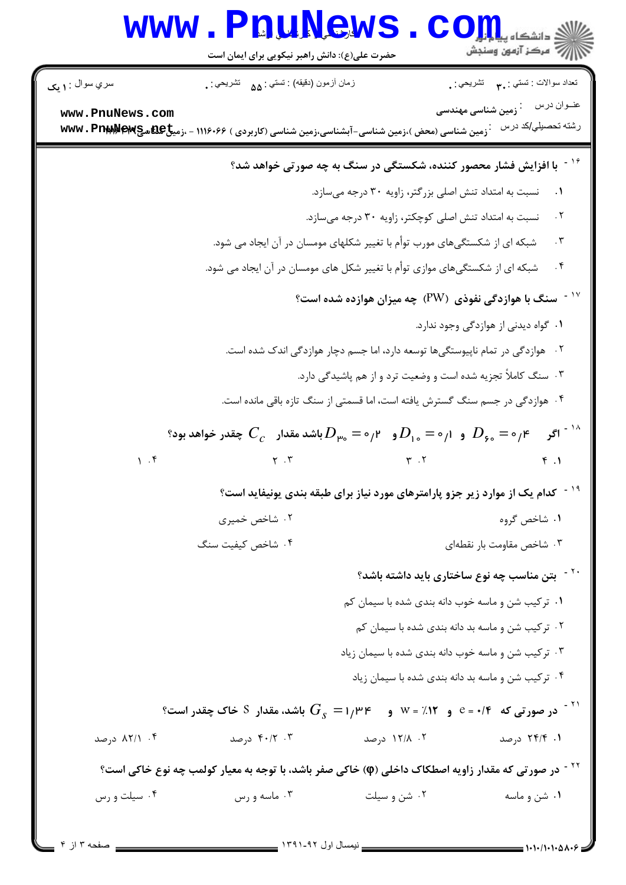۱۶ - **با افزایش فشار محصور کننده، شکستگی در سنگ به چه صورتی خواهد شد؟**

۱. نسبت به امتداد تنش اصلی بزرگتر، زاویه ۳۰ درجه می‌سازد.

۲. نسبت به امتداد تنش اصلی کوچکتر، زاویه ۳۰ درجه می‌سازد.

۳. شبکه ای از شکستگی‌های مورب توأم با تغییر شکلهای مومسان در آن ایجاد می شود.

۴. شبکه ای از شکستگی‌های موازی توأم با تغییر شکل های مومسان در آن ایجاد می شود.

۱۷ - **سنگ با هوازدگی نفوذی (PW) چه میزان هوازده شده است؟**

۱. گواه دیدنی از هوازدگی وجود ندارد.

۲. هوازدگی در تمام ناپیوستگی‌ها توسعه دارد، اما جسم دچار هوازدگی اندک شده است.

۳. سنگ کاملاً تجزیه شده است و وضعیت ترد و از هم پاشیدگی دارد.

۴. هوازدگی در جسم سنگ گسترش یافته است، اما قسمتی از سنگ تازه باقی مانده است.

۱۸ - **اگر $D_{60} = 0/4$ و $D_{10} = 0/1$ و $D_{30} = 0/2$ باشد مقدار $C_C$ چقدر خواهد بود؟**

۱. ۴ ۲. ۳ ۳. ۲ ۴. ۱

۱۹ - **کدام یک از موارد زیر جزو پارامترهای مورد نیاز برای طبقه بندی یونیفاید است؟**

۱. شاخص گروه ۲. شاخص خمیری

۳. شاخص مقاومت بار نقطه‌ای ۴. شاخص کیفیت سنگ

۲۰ - **بتن مناسب چه نوع ساختاری باید داشته باشد؟**

۱. ترکیب شن و ماسه خوب دانه بندی شده با سیمان کم

۲. ترکیب شن و ماسه بد دانه بندی شده با سیمان کم

۳. ترکیب شن و ماسه خوب دانه بندی شده با سیمان زیاد

۴. ترکیب شن و ماسه بد دانه بندی شده با سیمان زیاد

۲۱ - **در صورتی که e = ۰/۴ و w = ٪۱۲ و $G_S = 1/34$ باشد، مقدار S خاک چقدر است؟**

۱. ۲۴/۴ درصد ۲. ۱۲/۸ درصد ۳. ۴۰/۲ درصد ۴. ۸۲/۱ درصد

۲۲ - **در صورتی که مقدار زاویه اصطکاک داخلی (φ) خاکی صفر باشد، با توجه به معیار کولمب چه نوع خاکی است؟**

۱. شن و ماسه ۲. شن و سیلت ۳. ماسه و رس ۴. سیلت و رس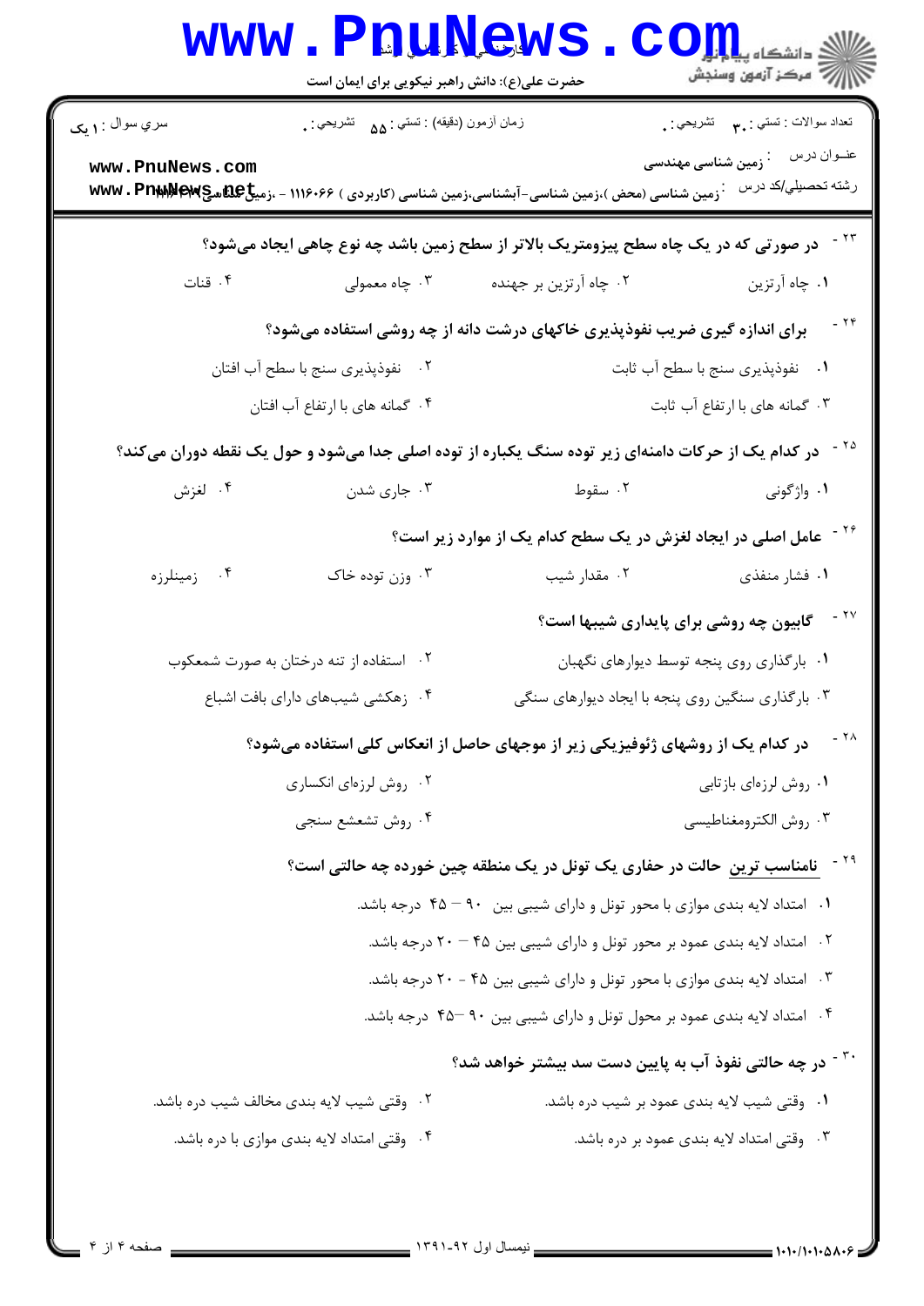۲۳- در صورتی که در یک چاه سطح پیزومتریک بالاتر از سطح زمین باشد چه نوع چاهی ایجاد می‌شود؟

۱. چاه آرتزین
۲. چاه آرتزین بر جهنده
۳. چاه معمولی
۴. قنات

۲۴- برای اندازه گیری ضریب نفوذپذیری خاکهای درشت دانه از چه روشی استفاده می‌شود؟

۱. نفوذپذیری سنج با سطح آب ثابت
۲. نفوذپذیری سنج با سطح آب افتان
۳. گمانه های با ارتفاع آب ثابت
۴. گمانه های با ارتفاع آب افتان

۲۵- در کدام یک از حرکات دامنه‌ای زیر توده سنگ یکباره از توده اصلی جدا می‌شود و حول یک نقطه دوران می‌کند؟

۱. واژگونی
۲. سقوط
۳. جاری شدن
۴. لغزش

۲۶- عامل اصلی در ایجاد لغزش در یک سطح کدام یک از موارد زیر است؟

۱. فشار منفذی
۲. مقدار شیب
۳. وزن توده خاک
۴. زمینلرزه

۲۷- گابیون چه روشی برای پایداری شیبها است؟

۱. بارگذاری روی پنجه توسط دیوارهای نگهبان
۲. استفاده از تنه درختان به صورت شمعکوب
۳. بارگذاری سنگین روی پنجه با ایجاد دیوارهای سنگی
۴. زهکشی شیب‌های دارای بافت اشباع

۲۸- در کدام یک از روشهای ژئوفیزیکی زیر از موجهای حاصل از انعکاس کلی استفاده می‌شود؟

۱. روش لرزه‌ای بازتابی
۲. روش لرزه‌ای انکساری
۳. روش الکترومغناطیسی
۴. روش تشعشع سنجی

۲۹- **نامناسب ترین** حالت در حفاری یک تونل در یک منطقه چین خورده چه حالتی است؟

۱. امتداد لایه بندی موازی با محور تونل و دارای شیبی بین ۹۰ – ۴۵ درجه باشد.
۲. امتداد لایه بندی عمود بر محور تونل و دارای شیبی بین ۴۵ – ۲۰ درجه باشد.
۳. امتداد لایه بندی موازی با محور تونل و دارای شیبی بین ۴۵ - ۲۰ درجه باشد.
۴. امتداد لایه بندی عمود بر محول تونل و دارای شیبی بین ۹۰ –۴۵ درجه باشد.

۳۰- در چه حالتی نفوذ آب به پایین دست سد بیشتر خواهد شد؟

۱. وقتی شیب لایه بندی عمود بر شیب دره باشد.
۲. وقتی شیب لایه بندی مخالف شیب دره باشد.
۳. وقتی امتداد لایه بندی عمود بر دره باشد.
۴. وقتی امتداد لایه بندی موازی با دره باشد.